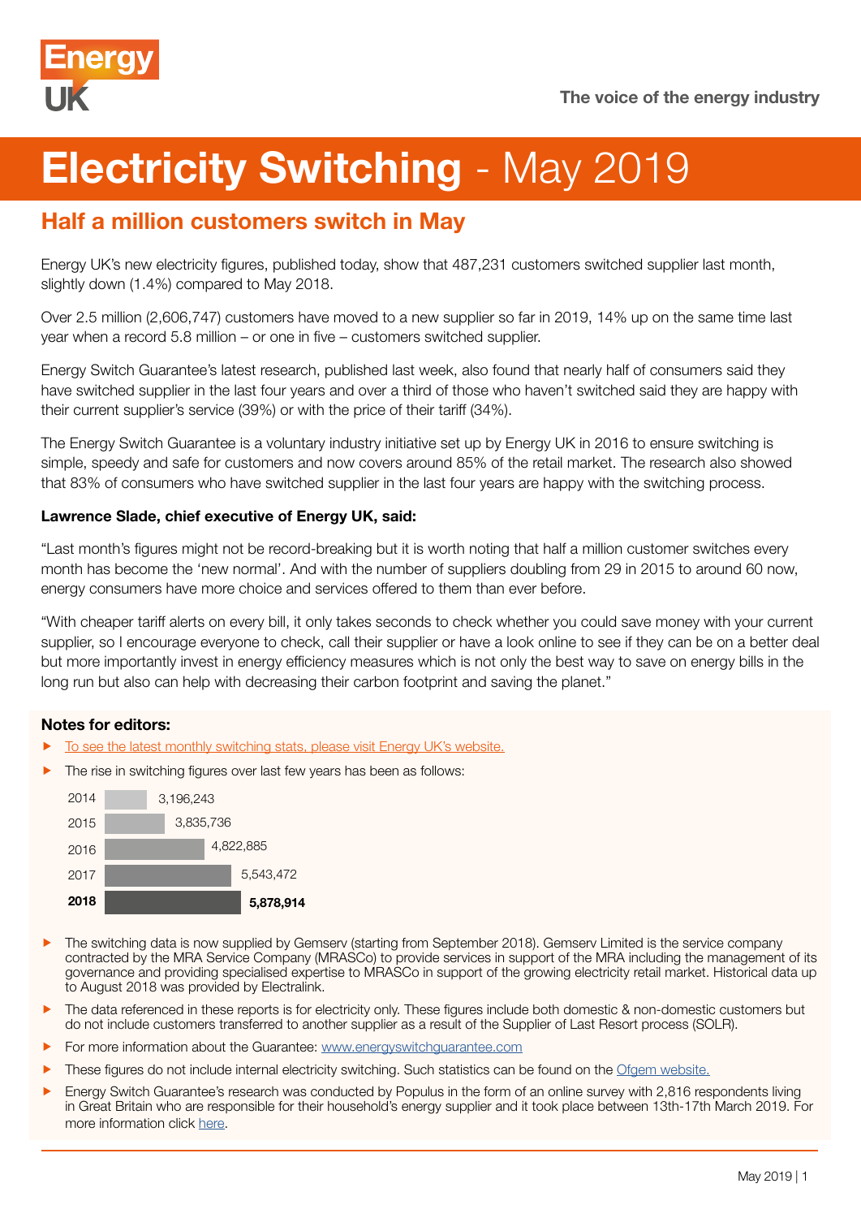# Electricity Switching - May 2019

## Half a million customers switch in May

Energy UK's new electricity figures, published today, show that 487,231 customers switched supplier last month, slightly down (1.4%) compared to May 2018.

Over 2.5 million (2,606,747) customers have moved to a new supplier so far in 2019, 14% up on the same time last year when a record 5.8 million – or one in five – customers switched supplier.

Energy Switch Guarantee's latest research, published last week, also found that nearly half of consumers said they have switched supplier in the last four years and over a third of those who haven't switched said they are happy with their current supplier's service (39%) or with the price of their tariff (34%).

The Energy Switch Guarantee is a voluntary industry initiative set up by Energy UK in 2016 to ensure switching is simple, speedy and safe for customers and now covers around 85% of the retail market. The research also showed that 83% of consumers who have switched supplier in the last four years are happy with the switching process.

**Lawrence Slade, chief executive of Energy UK, said:**

"Last month's figures might not be record-breaking but it is worth noting that half a million customer switches every month has become the 'new normal'. And with the number of suppliers doubling from 29 in 2015 to around 60 now, energy consumers have more choice and services offered to them than ever before.

"With cheaper tariff alerts on every bill, it only takes seconds to check whether you could save money with your current supplier, so I encourage everyone to check, call their supplier or have a look online to see if they can be on a better deal but more importantly invest in energy efficiency measures which is not only the best way to save on energy bills in the long run but also can help with decreasing their carbon footprint and saving the planet."

**Notes for editors:**

- To see the latest monthly switching stats, please visit Energy UK's website.
- The rise in switching figures over last few years has been as follows:

| Year | Switches |
|---|---|
| 2014 | 3,196,243 |
| 2015 | 3,835,736 |
| 2016 | 4,822,885 |
| 2017 | 5,543,472 |
| **2018** | **5,878,914** |

- The switching data is now supplied by Gemserv (starting from September 2018). Gemserv Limited is the service company contracted by the MRA Service Company (MRASCo) to provide services in support of the MRA including the management of its governance and providing specialised expertise to MRASCo in support of the growing electricity retail market. Historical data up to August 2018 was provided by Electralink.
- The data referenced in these reports is for electricity only. These figures include both domestic & non-domestic customers but do not include customers transferred to another supplier as a result of the Supplier of Last Resort process (SOLR).
- For more information about the Guarantee: www.energyswitchguarantee.com
- These figures do not include internal electricity switching. Such statistics can be found on the Ofgem website.
- Energy Switch Guarantee's research was conducted by Populus in the form of an online survey with 2,816 respondents living in Great Britain who are responsible for their household's energy supplier and it took place between 13th-17th March 2019. For more information click here.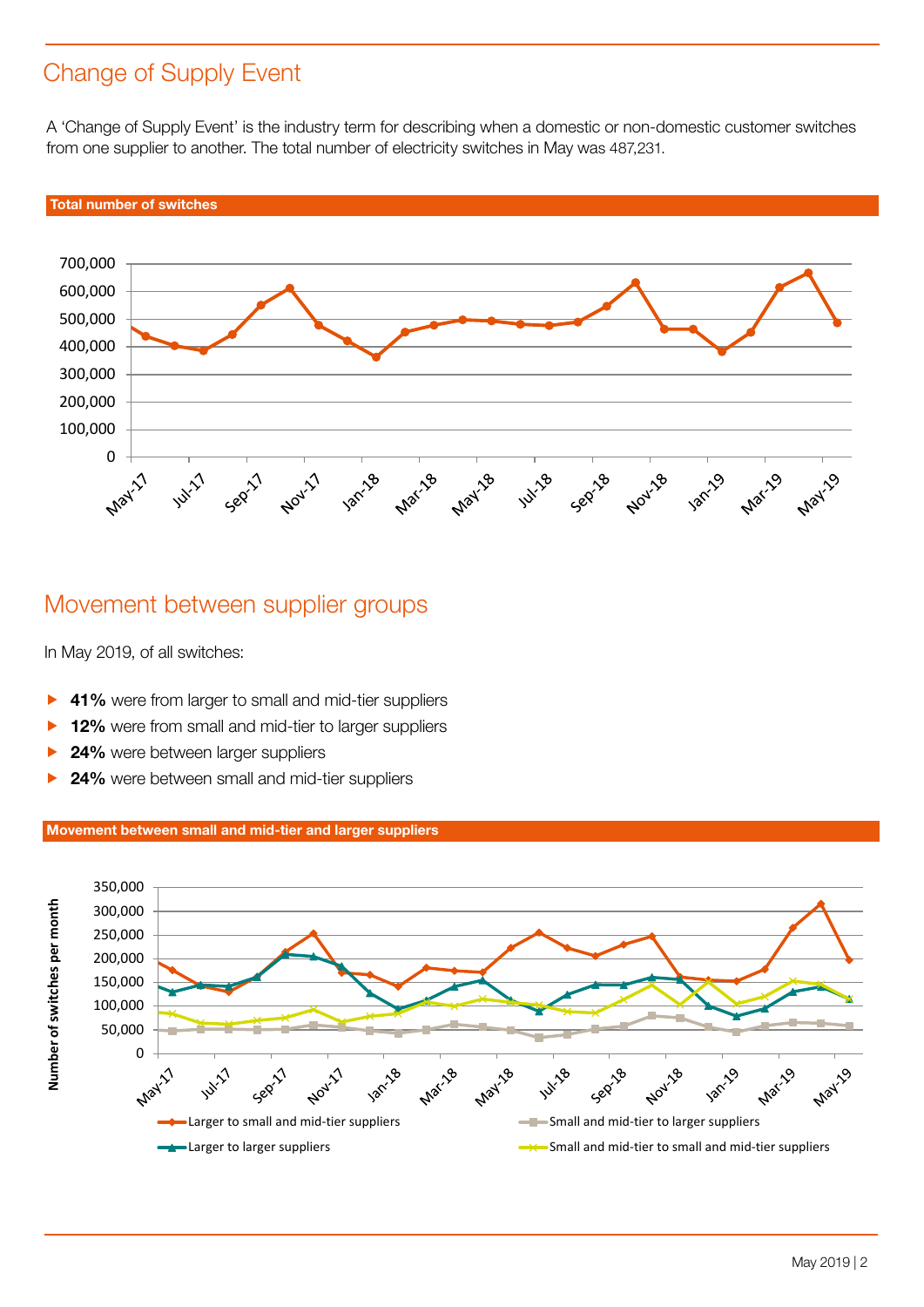## Change of Supply Event

A 'Change of Supply Event' is the industry term for describing when a domestic or non-domestic customer switches from one supplier to another. The total number of electricity switches in May was 487,231.

**Total number of switches**

## Movement between supplier groups

In May 2019, of all switches:

- **41%** were from larger to small and mid-tier suppliers
- **12%** were from small and mid-tier to larger suppliers
- **24%** were between larger suppliers
- **24%** were between small and mid-tier suppliers

**Movement between small and mid-tier and larger suppliers**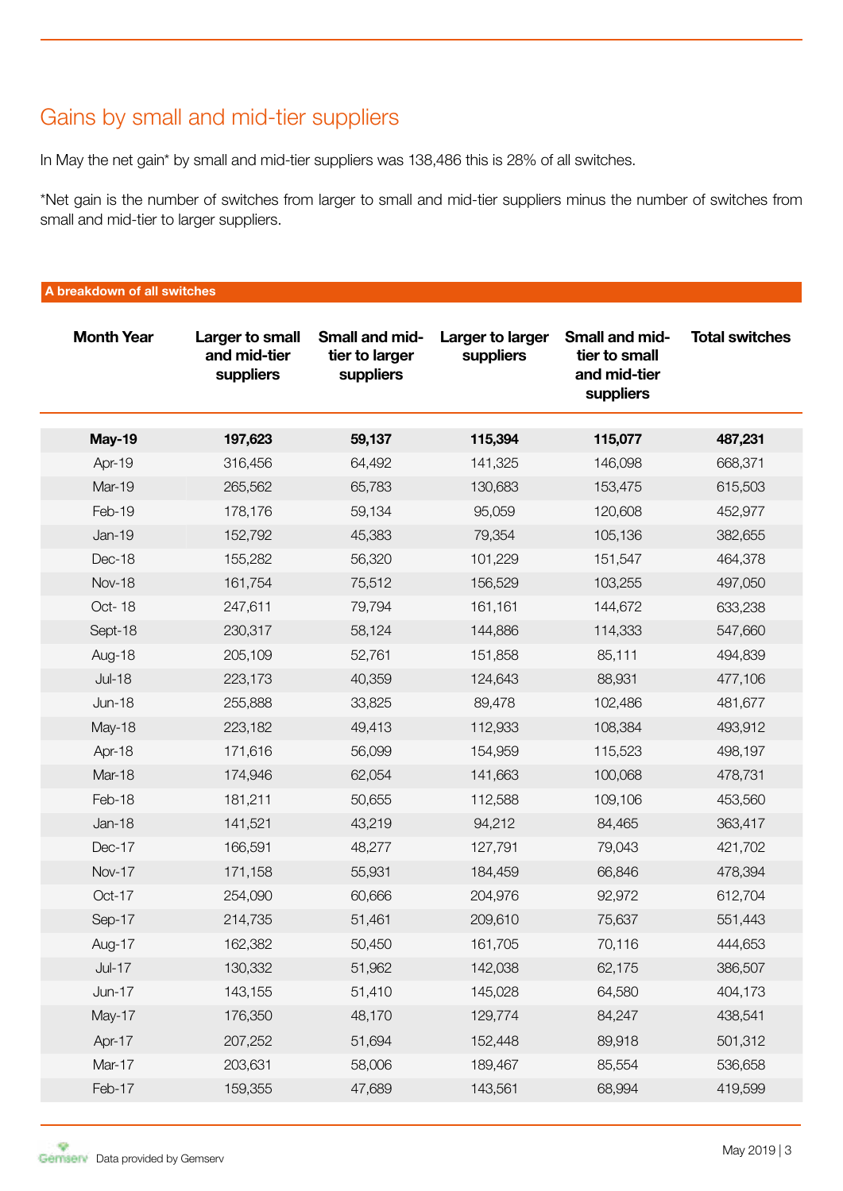## Gains by small and mid-tier suppliers

In May the net gain* by small and mid-tier suppliers was 138,486 this is 28% of all switches.

*Net gain is the number of switches from larger to small and mid-tier suppliers minus the number of switches from small and mid-tier to larger suppliers.

**A breakdown of all switches**

| Month Year | Larger to small and mid-tier suppliers | Small and mid-tier to larger suppliers | Larger to larger suppliers | Small and mid-tier to small and mid-tier suppliers | Total switches |
|---|---|---|---|---|---|
| **May-19** | **197,623** | **59,137** | **115,394** | **115,077** | **487,231** |
| Apr-19 | 316,456 | 64,492 | 141,325 | 146,098 | 668,371 |
| Mar-19 | 265,562 | 65,783 | 130,683 | 153,475 | 615,503 |
| Feb-19 | 178,176 | 59,134 | 95,059 | 120,608 | 452,977 |
| Jan-19 | 152,792 | 45,383 | 79,354 | 105,136 | 382,655 |
| Dec-18 | 155,282 | 56,320 | 101,229 | 151,547 | 464,378 |
| Nov-18 | 161,754 | 75,512 | 156,529 | 103,255 | 497,050 |
| Oct- 18 | 247,611 | 79,794 | 161,161 | 144,672 | 633,238 |
| Sept-18 | 230,317 | 58,124 | 144,886 | 114,333 | 547,660 |
| Aug-18 | 205,109 | 52,761 | 151,858 | 85,111 | 494,839 |
| Jul-18 | 223,173 | 40,359 | 124,643 | 88,931 | 477,106 |
| Jun-18 | 255,888 | 33,825 | 89,478 | 102,486 | 481,677 |
| May-18 | 223,182 | 49,413 | 112,933 | 108,384 | 493,912 |
| Apr-18 | 171,616 | 56,099 | 154,959 | 115,523 | 498,197 |
| Mar-18 | 174,946 | 62,054 | 141,663 | 100,068 | 478,731 |
| Feb-18 | 181,211 | 50,655 | 112,588 | 109,106 | 453,560 |
| Jan-18 | 141,521 | 43,219 | 94,212 | 84,465 | 363,417 |
| Dec-17 | 166,591 | 48,277 | 127,791 | 79,043 | 421,702 |
| Nov-17 | 171,158 | 55,931 | 184,459 | 66,846 | 478,394 |
| Oct-17 | 254,090 | 60,666 | 204,976 | 92,972 | 612,704 |
| Sep-17 | 214,735 | 51,461 | 209,610 | 75,637 | 551,443 |
| Aug-17 | 162,382 | 50,450 | 161,705 | 70,116 | 444,653 |
| Jul-17 | 130,332 | 51,962 | 142,038 | 62,175 | 386,507 |
| Jun-17 | 143,155 | 51,410 | 145,028 | 64,580 | 404,173 |
| May-17 | 176,350 | 48,170 | 129,774 | 84,247 | 438,541 |
| Apr-17 | 207,252 | 51,694 | 152,448 | 89,918 | 501,312 |
| Mar-17 | 203,631 | 58,006 | 189,467 | 85,554 | 536,658 |
| Feb-17 | 159,355 | 47,689 | 143,561 | 68,994 | 419,599 |

Data provided by Gemserv